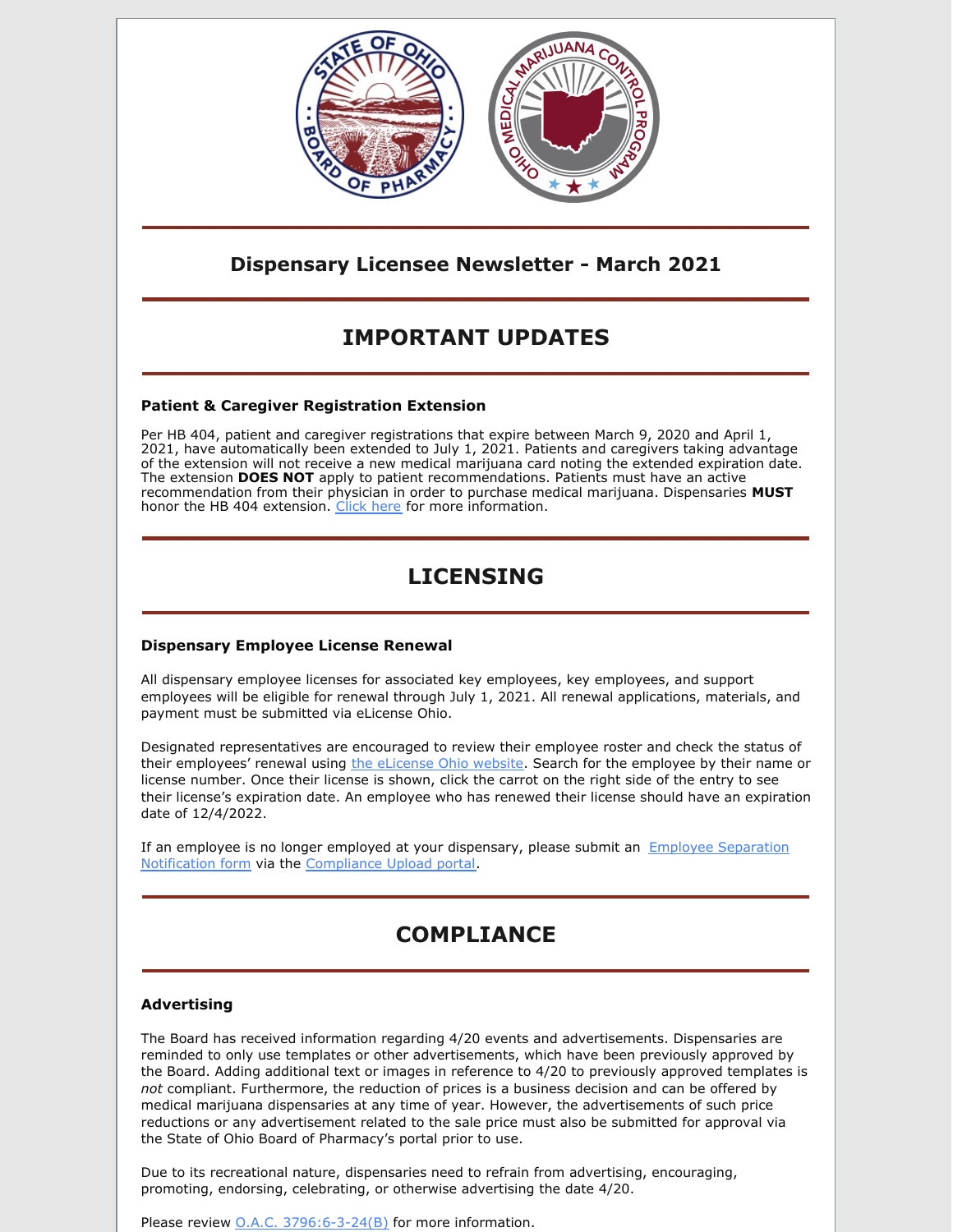## Dispensary Licensee Newsletter - March 2021

# IMPORTANT UPDATES

### Patient & Caregiver Registration Extension

Per HB 404, patient and caregiver registrations that expire between March 9, 2020 and April 1, 2021, have automatically been extended to July 1, 2021. Patients and caregivers taking advantage of the extension will not receive a new medical marijuana card noting the extended expiration date. The extension **DOES NOT** apply to patient recommendations. Patients must have an active recommendation from their physician in order to purchase medical marijuana. Dispensaries **MUST** honor the HB 404 extension. [Click here] for more information.

# LICENSING

### Dispensary Employee License Renewal

All dispensary employee licenses for associated key employees, key employees, and support employees will be eligible for renewal through July 1, 2021. All renewal applications, materials, and payment must be submitted via eLicense Ohio.

Designated representatives are encouraged to review their employee roster and check the status of their employees' renewal using [the eLicense Ohio website]. Search for the employee by their name or license number. Once their license is shown, click the carrot on the right side of the entry to see their license's expiration date. An employee who has renewed their license should have an expiration date of 12/4/2022.

If an employee is no longer employed at your dispensary, please submit an [Employee Separation Notification form] via the [Compliance Upload portal].

# COMPLIANCE

### Advertising

The Board has received information regarding 4/20 events and advertisements. Dispensaries are reminded to only use templates or other advertisements, which have been previously approved by the Board. Adding additional text or images in reference to 4/20 to previously approved templates is *not* compliant. Furthermore, the reduction of prices is a business decision and can be offered by medical marijuana dispensaries at any time of year. However, the advertisements of such price reductions or any advertisement related to the sale price must also be submitted for approval via the State of Ohio Board of Pharmacy's portal prior to use.

Due to its recreational nature, dispensaries need to refrain from advertising, encouraging, promoting, endorsing, celebrating, or otherwise advertising the date 4/20.

Please review [O.A.C. 3796:6-3-24(B)] for more information.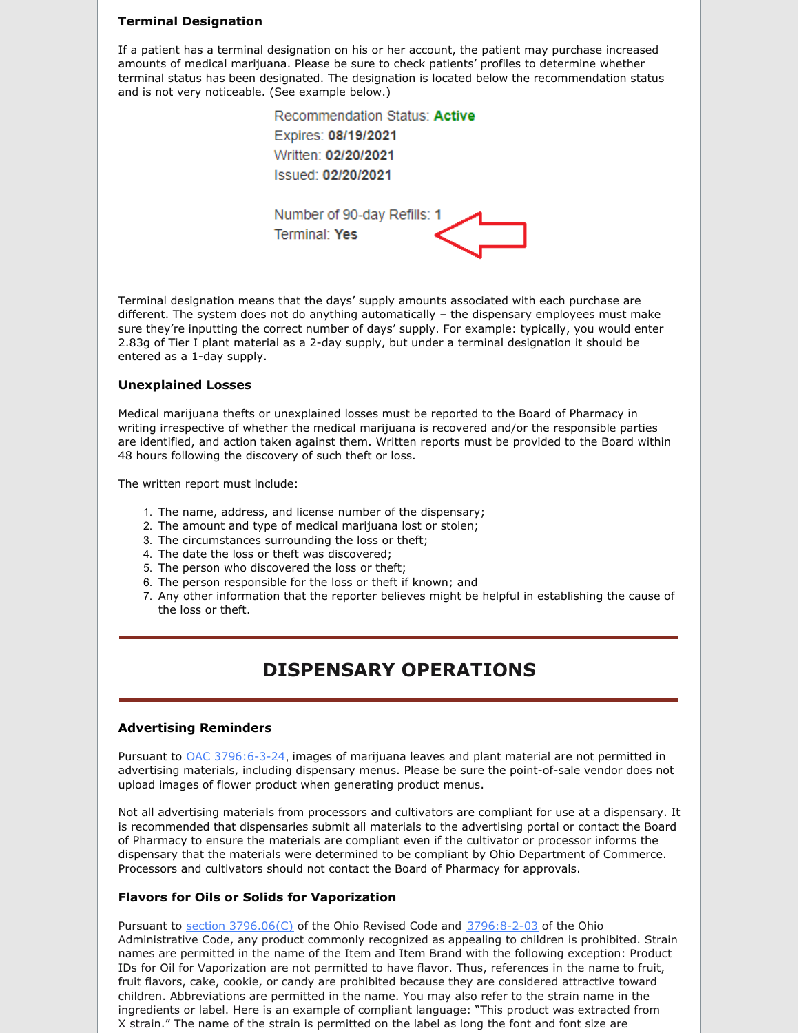### Terminal Designation

If a patient has a terminal designation on his or her account, the patient may purchase increased amounts of medical marijuana. Please be sure to check patients' profiles to determine whether terminal status has been designated. The designation is located below the recommendation status and is not very noticeable. (See example below.)

Recommendation Status: **Active**
Expires: **08/19/2021**
Written: **02/20/2021**
Issued: **02/20/2021**

Number of 90-day Refills: **1**
Terminal: **Yes**

Terminal designation means that the days' supply amounts associated with each purchase are different. The system does not do anything automatically – the dispensary employees must make sure they're inputting the correct number of days' supply. For example: typically, you would enter 2.83g of Tier I plant material as a 2-day supply, but under a terminal designation it should be entered as a 1-day supply.

### Unexplained Losses

Medical marijuana thefts or unexplained losses must be reported to the Board of Pharmacy in writing irrespective of whether the medical marijuana is recovered and/or the responsible parties are identified, and action taken against them. Written reports must be provided to the Board within 48 hours following the discovery of such theft or loss.

The written report must include:

1. The name, address, and license number of the dispensary;
2. The amount and type of medical marijuana lost or stolen;
3. The circumstances surrounding the loss or theft;
4. The date the loss or theft was discovered;
5. The person who discovered the loss or theft;
6. The person responsible for the loss or theft if known; and
7. Any other information that the reporter believes might be helpful in establishing the cause of the loss or theft.

## DISPENSARY OPERATIONS

### Advertising Reminders

Pursuant to OAC 3796:6-3-24, images of marijuana leaves and plant material are not permitted in advertising materials, including dispensary menus. Please be sure the point-of-sale vendor does not upload images of flower product when generating product menus.

Not all advertising materials from processors and cultivators are compliant for use at a dispensary. It is recommended that dispensaries submit all materials to the advertising portal or contact the Board of Pharmacy to ensure the materials are compliant even if the cultivator or processor informs the dispensary that the materials were determined to be compliant by Ohio Department of Commerce. Processors and cultivators should not contact the Board of Pharmacy for approvals.

### Flavors for Oils or Solids for Vaporization

Pursuant to section 3796.06(C) of the Ohio Revised Code and 3796:8-2-03 of the Ohio Administrative Code, any product commonly recognized as appealing to children is prohibited. Strain names are permitted in the name of the Item and Item Brand with the following exception: Product IDs for Oil for Vaporization are not permitted to have flavor. Thus, references in the name to fruit, fruit flavors, cake, cookie, or candy are prohibited because they are considered attractive toward children. Abbreviations are permitted in the name. You may also refer to the strain name in the ingredients or label. Here is an example of compliant language: "This product was extracted from X strain." The name of the strain is permitted on the label as long the font and font size are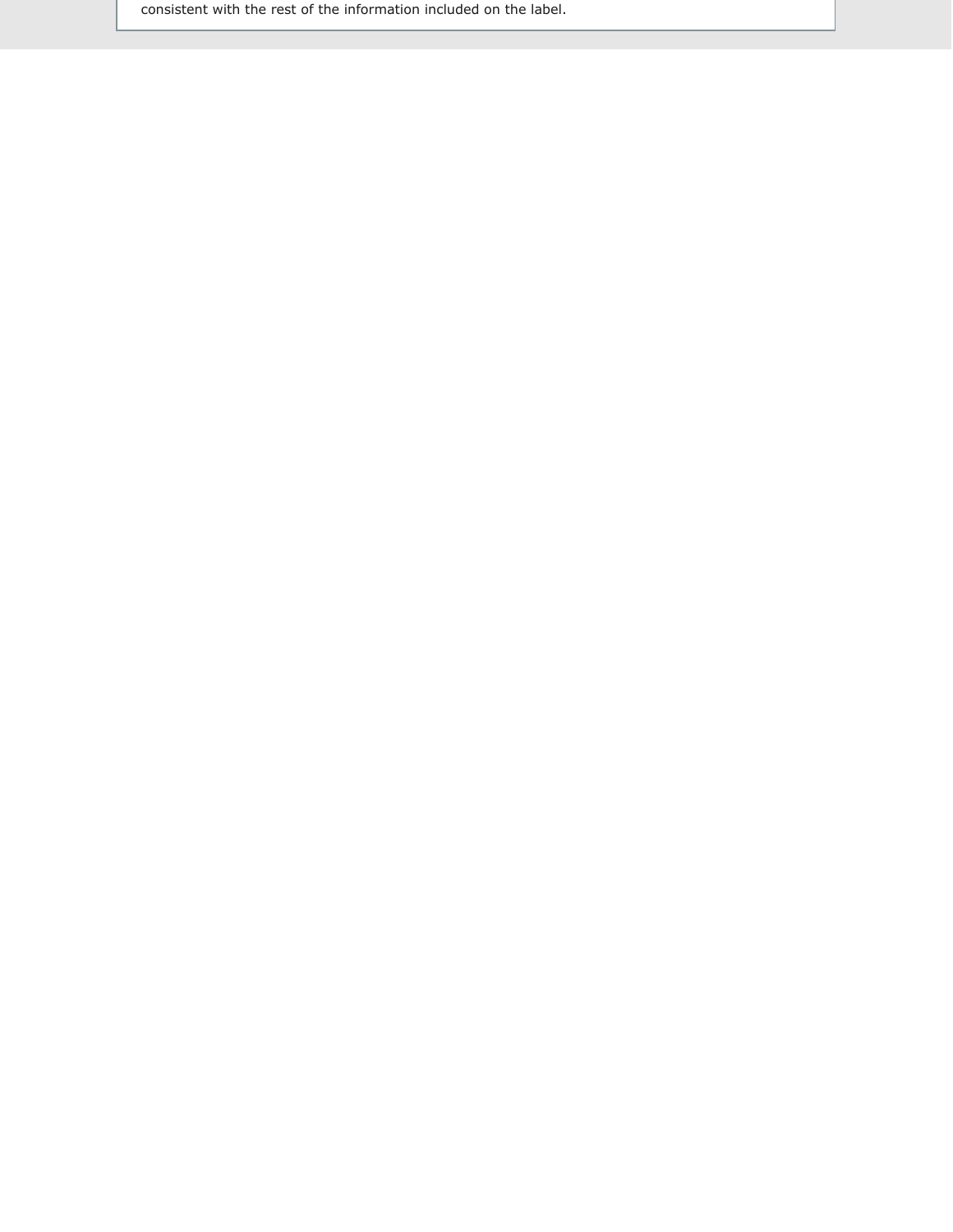consistent with the rest of the information included on the label.